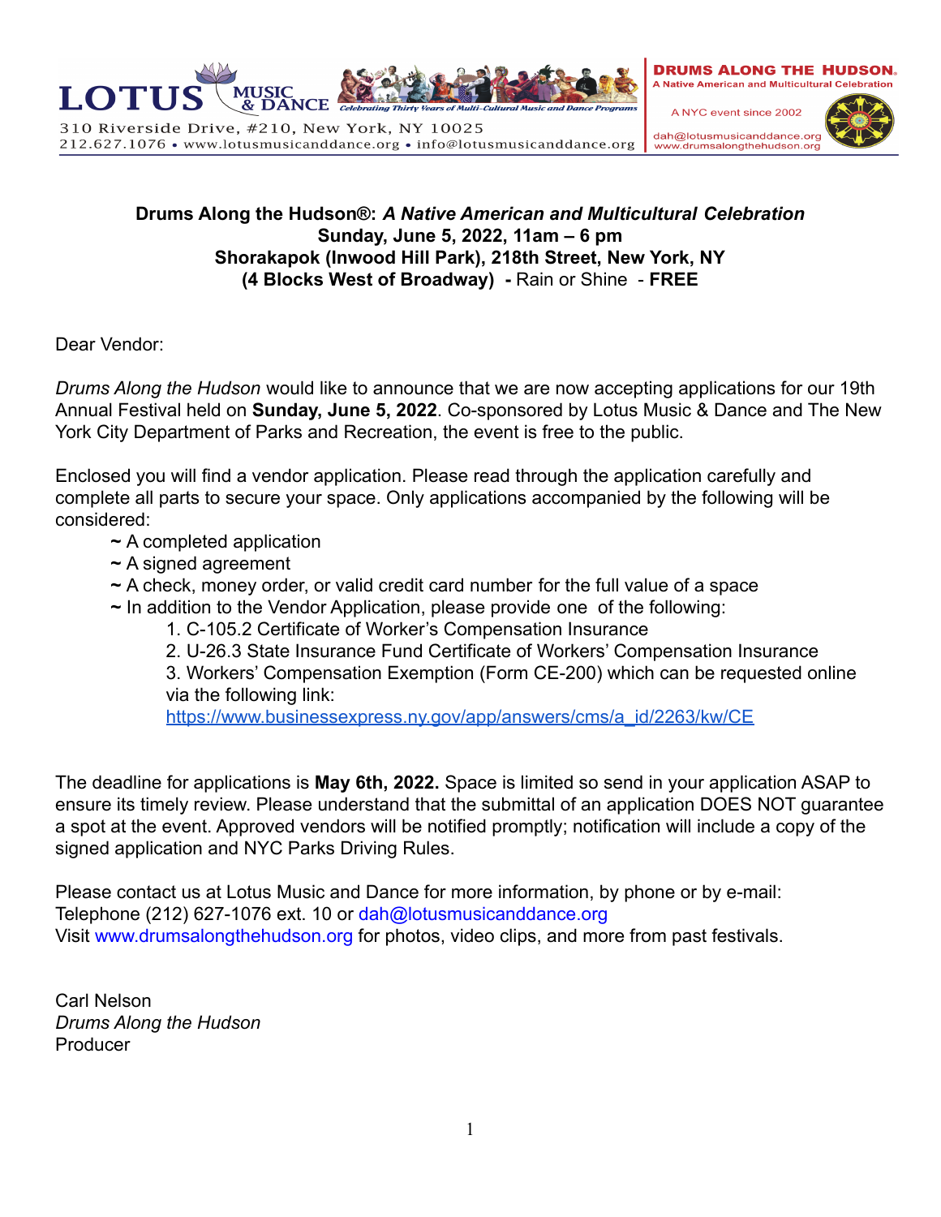LOTUS MUSIC & DANCE
*Celebrating Thirty Years of Multi-Cultural Music and Dance Programs*
310 Riverside Drive, #210, New York, NY 10025
212.627.1076 • www.lotusmusicanddance.org • info@lotusmusicanddance.org

DRUMS ALONG THE HUDSON®
A Native American and Multicultural Celebration
A NYC event since 2002
dah@lotusmusicanddance.org
www.drumsalongthehudson.org

**Drums Along the Hudson®: *A Native American and Multicultural Celebration***
**Sunday, June 5, 2022, 11am – 6 pm**
**Shorakapok (Inwood Hill Park), 218th Street, New York, NY**
**(4 Blocks West of Broadway) -** Rain or Shine - **FREE**

Dear Vendor:

*Drums Along the Hudson* would like to announce that we are now accepting applications for our 19th Annual Festival held on **Sunday, June 5, 2022**. Co-sponsored by Lotus Music & Dance and The New York City Department of Parks and Recreation, the event is free to the public.

Enclosed you will find a vendor application. Please read through the application carefully and complete all parts to secure your space. Only applications accompanied by the following will be considered:

- ~ A completed application
- ~ A signed agreement
- ~ A check, money order, or valid credit card number for the full value of a space
- ~ In addition to the Vendor Application, please provide one of the following:
    1. C-105.2 Certificate of Worker's Compensation Insurance
    2. U-26.3 State Insurance Fund Certificate of Workers' Compensation Insurance
    3. Workers' Compensation Exemption (Form CE-200) which can be requested online via the following link: https://www.businessexpress.ny.gov/app/answers/cms/a_id/2263/kw/CE

The deadline for applications is **May 6th, 2022.** Space is limited so send in your application ASAP to ensure its timely review. Please understand that the submittal of an application DOES NOT guarantee a spot at the event. Approved vendors will be notified promptly; notification will include a copy of the signed application and NYC Parks Driving Rules.

Please contact us at Lotus Music and Dance for more information, by phone or by e-mail:
Telephone (212) 627-1076 ext. 10 or dah@lotusmusicanddance.org
Visit www.drumsalongthehudson.org for photos, video clips, and more from past festivals.

Carl Nelson
*Drums Along the Hudson*
Producer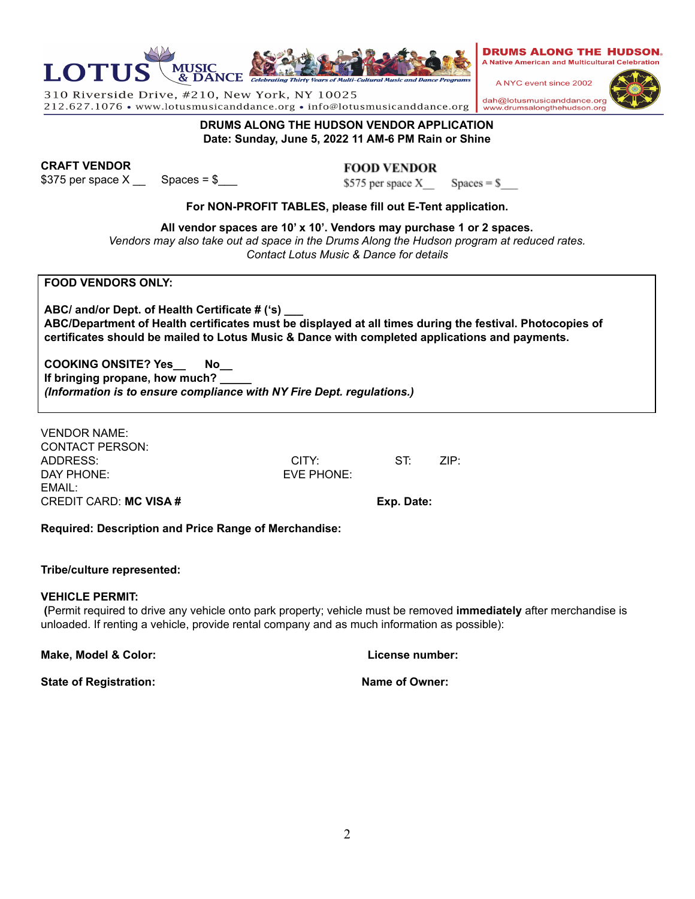LOTUS MUSIC & DANCE *Celebrating Thirty Years of Multi-Cultural Music and Dance Programs*

310 Riverside Drive, #210, New York, NY 10025
212.627.1076 • www.lotusmusicanddance.org • info@lotusmusicanddance.org

**DRUMS ALONG THE HUDSON**
**A Native American and Multicultural Celebration**
A NYC event since 2002
dah@lotusmusicanddance.org
www.drumsalongthehudson.org

**DRUMS ALONG THE HUDSON VENDOR APPLICATION**
**Date: Sunday, June 5, 2022 11 AM-6 PM Rain or Shine**

**CRAFT VENDOR**
$375 per space X __ Spaces = $___

**FOOD VENDOR**
$575 per space X__ Spaces = $___

**For NON-PROFIT TABLES, please fill out E-Tent application.**

**All vendor spaces are 10' x 10'. Vendors may purchase 1 or 2 spaces.**
*Vendors may also take out ad space in the Drums Along the Hudson program at reduced rates.*
*Contact Lotus Music & Dance for details*

**FOOD VENDORS ONLY:**

**ABC/ and/or Dept. of Health Certificate # ('s) ___**
**ABC/Department of Health certificates must be displayed at all times during the festival. Photocopies of certificates should be mailed to Lotus Music & Dance with completed applications and payments.**

**COOKING ONSITE? Yes__ No__**
**If bringing propane, how much? _____**
***(Information is to ensure compliance with NY Fire Dept. regulations.)***

VENDOR NAME:
CONTACT PERSON:
ADDRESS: CITY: ST: ZIP:
DAY PHONE: EVE PHONE:
EMAIL:
CREDIT CARD: **MC VISA #** **Exp. Date:**

**Required: Description and Price Range of Merchandise:**

**Tribe/culture represented:**

**VEHICLE PERMIT:**
**(**Permit required to drive any vehicle onto park property; vehicle must be removed **immediately** after merchandise is unloaded. If renting a vehicle, provide rental company and as much information as possible):

**Make, Model & Color:** **License number:**

**State of Registration:** **Name of Owner:**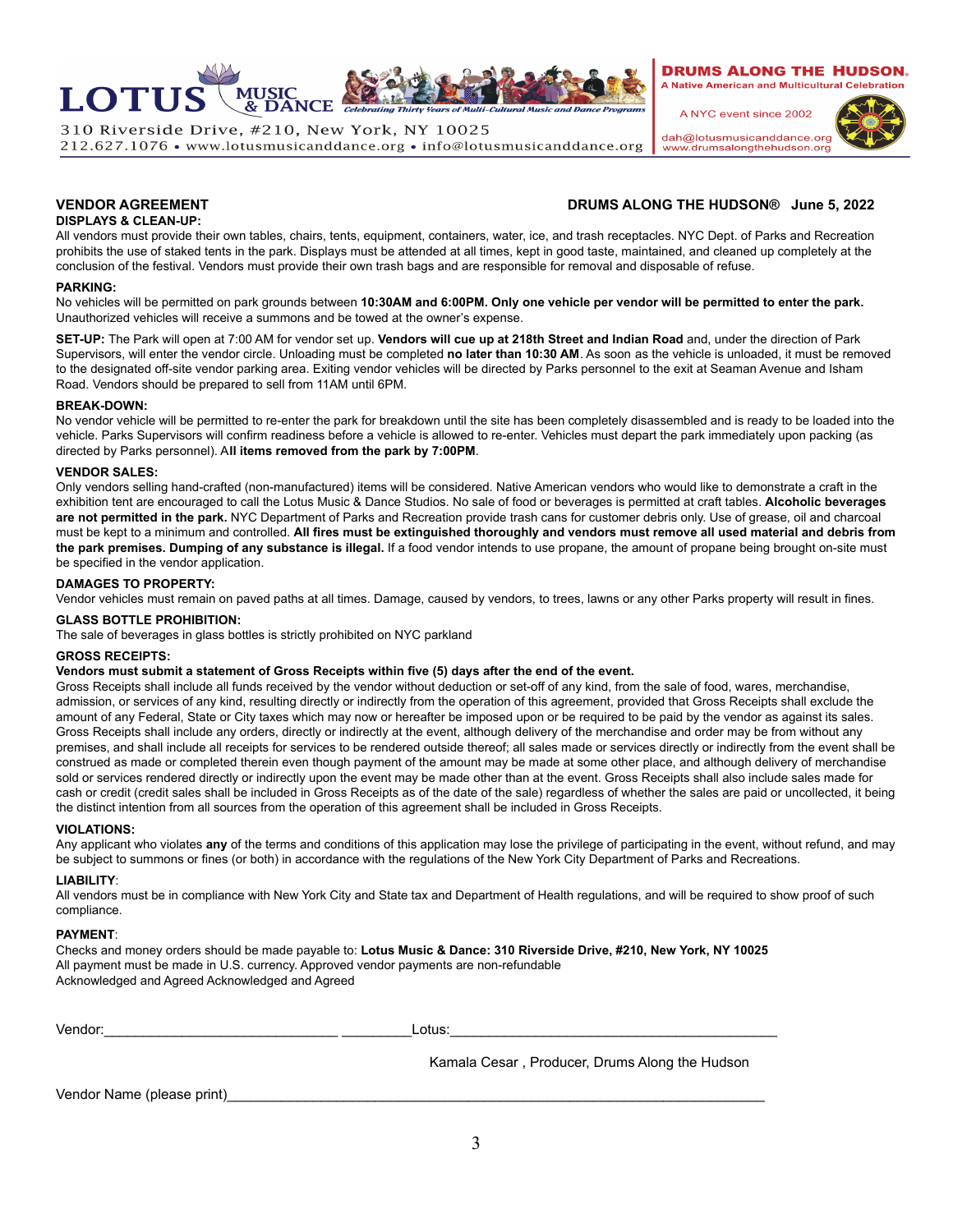LOTUS MUSIC & DANCE

*Celebrating Thirty Years of Multi-Cultural Music and Dance Programs*

310 Riverside Drive, #210, New York, NY 10025
212.627.1076 • www.lotusmusicanddance.org • info@lotusmusicanddance.org

**DRUMS ALONG THE HUDSON.**
**A Native American and Multicultural Celebration**

A NYC event since 2002

dah@lotusmusicanddance.org
www.drumsalongthehudson.org

## VENDOR AGREEMENT — DRUMS ALONG THE HUDSON® June 5, 2022

**DISPLAYS & CLEAN-UP:**

All vendors must provide their own tables, chairs, tents, equipment, containers, water, ice, and trash receptacles. NYC Dept. of Parks and Recreation prohibits the use of staked tents in the park. Displays must be attended at all times, kept in good taste, maintained, and cleaned up completely at the conclusion of the festival. Vendors must provide their own trash bags and are responsible for removal and disposable of refuse.

**PARKING:**

No vehicles will be permitted on park grounds between **10:30AM and 6:00PM. Only one vehicle per vendor will be permitted to enter the park.** Unauthorized vehicles will receive a summons and be towed at the owner's expense.

**SET-UP:** The Park will open at 7:00 AM for vendor set up. **Vendors will cue up at 218th Street and Indian Road** and, under the direction of Park Supervisors, will enter the vendor circle. Unloading must be completed **no later than 10:30 AM**. As soon as the vehicle is unloaded, it must be removed to the designated off-site vendor parking area. Exiting vendor vehicles will be directed by Parks personnel to the exit at Seaman Avenue and Isham Road. Vendors should be prepared to sell from 11AM until 6PM.

**BREAK-DOWN:**

No vendor vehicle will be permitted to re-enter the park for breakdown until the site has been completely disassembled and is ready to be loaded into the vehicle. Parks Supervisors will confirm readiness before a vehicle is allowed to re-enter. Vehicles must depart the park immediately upon packing (as directed by Parks personnel). A**ll items removed from the park by 7:00PM**.

**VENDOR SALES:**

Only vendors selling hand-crafted (non-manufactured) items will be considered. Native American vendors who would like to demonstrate a craft in the exhibition tent are encouraged to call the Lotus Music & Dance Studios. No sale of food or beverages is permitted at craft tables. **Alcoholic beverages are not permitted in the park.** NYC Department of Parks and Recreation provide trash cans for customer debris only. Use of grease, oil and charcoal must be kept to a minimum and controlled. **All fires must be extinguished thoroughly and vendors must remove all used material and debris from the park premises. Dumping of any substance is illegal.** If a food vendor intends to use propane, the amount of propane being brought on-site must be specified in the vendor application.

**DAMAGES TO PROPERTY:**

Vendor vehicles must remain on paved paths at all times. Damage, caused by vendors, to trees, lawns or any other Parks property will result in fines.

**GLASS BOTTLE PROHIBITION:**

The sale of beverages in glass bottles is strictly prohibited on NYC parkland

**GROSS RECEIPTS:**

**Vendors must submit a statement of Gross Receipts within five (5) days after the end of the event.**

Gross Receipts shall include all funds received by the vendor without deduction or set-off of any kind, from the sale of food, wares, merchandise, admission, or services of any kind, resulting directly or indirectly from the operation of this agreement, provided that Gross Receipts shall exclude the amount of any Federal, State or City taxes which may now or hereafter be imposed upon or be required to be paid by the vendor as against its sales. Gross Receipts shall include any orders, directly or indirectly at the event, although delivery of the merchandise and order may be from without any premises, and shall include all receipts for services to be rendered outside thereof; all sales made or services directly or indirectly from the event shall be construed as made or completed therein even though payment of the amount may be made at some other place, and although delivery of merchandise sold or services rendered directly or indirectly upon the event may be made other than at the event. Gross Receipts shall also include sales made for cash or credit (credit sales shall be included in Gross Receipts as of the date of the sale) regardless of whether the sales are paid or uncollected, it being the distinct intention from all sources from the operation of this agreement shall be included in Gross Receipts.

**VIOLATIONS:**

Any applicant who violates **any** of the terms and conditions of this application may lose the privilege of participating in the event, without refund, and may be subject to summons or fines (or both) in accordance with the regulations of the New York City Department of Parks and Recreations.

**LIABILITY**:

All vendors must be in compliance with New York City and State tax and Department of Health regulations, and will be required to show proof of such compliance.

**PAYMENT**:

Checks and money orders should be made payable to: **Lotus Music & Dance: 310 Riverside Drive, #210, New York, NY 10025**
All payment must be made in U.S. currency. Approved vendor payments are non-refundable
Acknowledged and Agreed Acknowledged and Agreed

Vendor:______________________________ _________Lotus:__________________________________________

Kamala Cesar , Producer, Drums Along the Hudson

Vendor Name (please print)_____________________________________________________________________